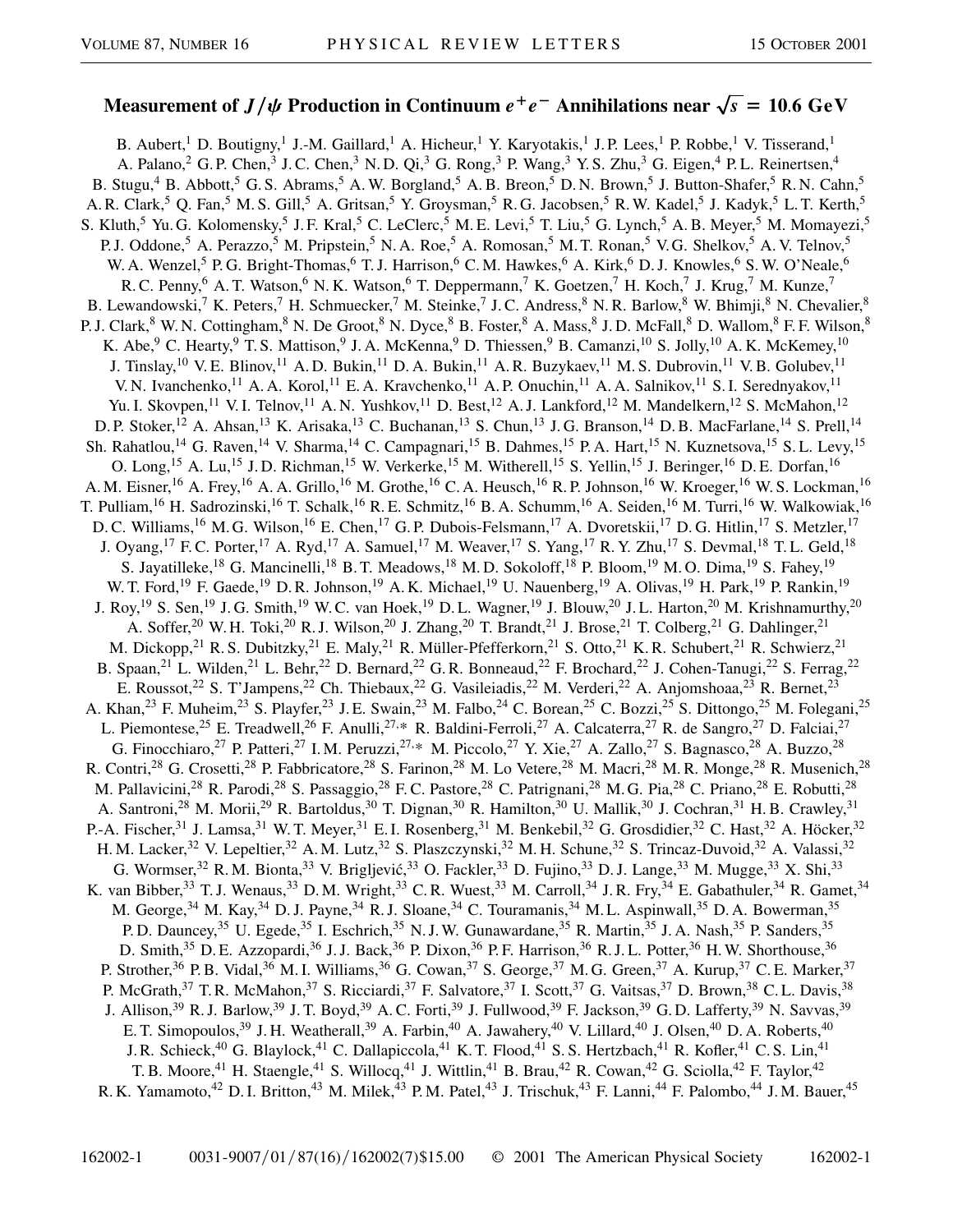# Measurement of $J/\psi$ Production in Continuum $e^+e^-$ Annihilations near $\sqrt{s} = 10.6$ GeV

B. Aubert,[1] D. Boutigny,[1] J.-M. Gaillard,[1] A. Hicheur,[1] Y. Karyotakis,[1] J. P. Lees,[1] P. Robbe,[1] V. Tisserand,[1] A. Palano,[2] G. P. Chen,[3] J. C. Chen,[3] N. D. Qi,[3] G. Rong,[3] P. Wang,[3] Y. S. Zhu,[3] G. Eigen,[4] P. L. Reinertsen,[4] B. Stugu,[4] B. Abbott,[5] G. S. Abrams,[5] A. W. Borgland,[5] A. B. Breon,[5] D. N. Brown,[5] J. Button-Shafer,[5] R. N. Cahn,[5] A. R. Clark,[5] Q. Fan,[5] M. S. Gill,[5] A. Gritsan,[5] Y. Groysman,[5] R. G. Jacobsen,[5] R. W. Kadel,[5] J. Kadyk,[5] L. T. Kerth,[5] S. Kluth,[5] Yu. G. Kolomensky,[5] J. F. Kral,[5] C. LeClerc,[5] M. E. Levi,[5] T. Liu,[5] G. Lynch,[5] A. B. Meyer,[5] M. Momayezi,[5] P. J. Oddone,[5] A. Perazzo,[5] M. Pripstein,[5] N. A. Roe,[5] A. Romosan,[5] M. T. Ronan,[5] V. G. Shelkov,[5] A. V. Telnov,[5] W. A. Wenzel,[5] P. G. Bright-Thomas,[6] T. J. Harrison,[6] C. M. Hawkes,[6] A. Kirk,[6] D. J. Knowles,[6] S. W. O'Neale,[6] R. C. Penny,[6] A. T. Watson,[6] N. K. Watson,[6] T. Deppermann,[7] K. Goetzen,[7] H. Koch,[7] J. Krug,[7] M. Kunze,[7] B. Lewandowski,[7] K. Peters,[7] H. Schmuecker,[7] M. Steinke,[7] J. C. Andress,[8] N. R. Barlow,[8] W. Bhimji,[8] N. Chevalier,[8] P. J. Clark,[8] W. N. Cottingham,[8] N. De Groot,[8] N. Dyce,[8] B. Foster,[8] A. Mass,[8] J. D. McFall,[8] D. Wallom,[8] F. F. Wilson,[8] K. Abe,[9] C. Hearty,[9] T. S. Mattison,[9] J. A. McKenna,[9] D. Thiessen,[9] B. Camanzi,[10] S. Jolly,[10] A. K. McKemey,[10] J. Tinslay,[10] V. E. Blinov,[11] A. D. Bukin,[11] D. A. Bukin,[11] A. R. Buzykaev,[11] M. S. Dubrovin,[11] V. B. Golubev,[11] V. N. Ivanchenko,[11] A. A. Korol,[11] E. A. Kravchenko,[11] A. P. Onuchin,[11] A. A. Salnikov,[11] S. I. Serednyakov,[11] Yu. I. Skovpen,[11] V. I. Telnov,[11] A. N. Yushkov,[11] D. Best,[12] A. J. Lankford,[12] M. Mandelkern,[12] S. McMahon,[12] D. P. Stoker,[12] A. Ahsan,[13] K. Arisaka,[13] C. Buchanan,[13] S. Chun,[13] J. G. Branson,[14] D. B. MacFarlane,[14] S. Prell,[14] Sh. Rahatlou,[14] G. Raven,[14] V. Sharma,[14] C. Campagnari,[15] B. Dahmes,[15] P. A. Hart,[15] N. Kuznetsova,[15] S. L. Levy,[15] O. Long,[15] A. Lu,[15] J. D. Richman,[15] W. Verkerke,[15] M. Witherell,[15] S. Yellin,[15] J. Beringer,[16] D. E. Dorfan,[16] A. M. Eisner,[16] A. Frey,[16] A. A. Grillo,[16] M. Grothe,[16] C. A. Heusch,[16] R. P. Johnson,[16] W. Kroeger,[16] W. S. Lockman,[16] T. Pulliam,[16] H. Sadrozinski,[16] T. Schalk,[16] R. E. Schmitz,[16] B. A. Schumm,[16] A. Seiden,[16] M. Turri,[16] W. Walkowiak,[16] D. C. Williams,[16] M. G. Wilson,[16] E. Chen,[17] G. P. Dubois-Felsmann,[17] A. Dvoretskii,[17] D. G. Hitlin,[17] S. Metzler,[17] J. Oyang,[17] F. C. Porter,[17] A. Ryd,[17] A. Samuel,[17] M. Weaver,[17] S. Yang,[17] R. Y. Zhu,[17] S. Devmal,[18] T. L. Geld,[18] S. Jayatilleke,[18] G. Mancinelli,[18] B. T. Meadows,[18] M. D. Sokoloff,[18] P. Bloom,[19] M. O. Dima,[19] S. Fahey,[19] W. T. Ford,[19] F. Gaede,[19] D. R. Johnson,[19] A. K. Michael,[19] U. Nauenberg,[19] A. Olivas,[19] H. Park,[19] P. Rankin,[19] J. Roy,[19] S. Sen,[19] J. G. Smith,[19] W. C. van Hoek,[19] D. L. Wagner,[19] J. Blouw,[20] J. L. Harton,[20] M. Krishnamurthy,[20] A. Soffer,[20] W. H. Toki,[20] R. J. Wilson,[20] J. Zhang,[20] T. Brandt,[21] J. Brose,[21] T. Colberg,[21] G. Dahlinger,[21] M. Dickopp,[21] R. S. Dubitzky,[21] E. Maly,[21] R. Müller-Pfefferkorn,[21] S. Otto,[21] K. R. Schubert,[21] R. Schwierz,[21] B. Spaan,[21] L. Wilden,[21] L. Behr,[22] D. Bernard,[22] G. R. Bonneaud,[22] F. Brochard,[22] J. Cohen-Tanugi,[22] S. Ferrag,[22] E. Roussot,[22] S. T'Jampens,[22] Ch. Thiebaux,[22] G. Vasileiadis,[22] M. Verderi,[22] A. Anjomshoaa,[23] R. Bernet,[23] A. Khan,[23] F. Muheim,[23] S. Playfer,[23] J. E. Swain,[23] M. Falbo,[24] C. Borean,[25] C. Bozzi,[25] S. Dittongo,[25] M. Folegani,[25] L. Piemontese,[25] E. Treadwell,[26] F. Anulli,[27,*] R. Baldini-Ferroli,[27] A. Calcaterra,[27] R. de Sangro,[27] D. Falciai,[27] G. Finocchiaro,[27] P. Patteri,[27] I. M. Peruzzi,[27,*] M. Piccolo,[27] Y. Xie,[27] A. Zallo,[27] S. Bagnasco,[28] A. Buzzo,[28] R. Contri,[28] G. Crosetti,[28] P. Fabbricatore,[28] S. Farinon,[28] M. Lo Vetere,[28] M. Macri,[28] M. R. Monge,[28] R. Musenich,[28] M. Pallavicini,[28] R. Parodi,[28] S. Passaggio,[28] F. C. Pastore,[28] C. Patrignani,[28] M. G. Pia,[28] C. Priano,[28] E. Robutti,[28] A. Santroni,[28] M. Morii,[29] R. Bartoldus,[30] T. Dignan,[30] R. Hamilton,[30] U. Mallik,[30] J. Cochran,[31] H. B. Crawley,[31] P.-A. Fischer,[31] J. Lamsa,[31] W. T. Meyer,[31] E. I. Rosenberg,[31] M. Benkebil,[32] G. Grosdidier,[32] C. Hast,[32] A. Höcker,[32] H. M. Lacker,[32] V. Lepeltier,[32] A. M. Lutz,[32] S. Plaszczynski,[32] M. H. Schune,[32] S. Trincaz-Duvoid,[32] A. Valassi,[32] G. Wormser,[32] R. M. Bionta,[33] V. Brigljević,[33] O. Fackler,[33] D. Fujino,[33] D. J. Lange,[33] M. Mugge,[33] X. Shi,[33] K. van Bibber,[33] T. J. Wenaus,[33] D. M. Wright,[33] C. R. Wuest,[33] M. Carroll,[34] J. R. Fry,[34] E. Gabathuler,[34] R. Gamet,[34] M. George,[34] M. Kay,[34] D. J. Payne,[34] R. J. Sloane,[34] C. Touramanis,[34] M. L. Aspinwall,[35] D. A. Bowerman,[35] P. D. Dauncey,[35] U. Egede,[35] I. Eschrich,[35] N. J. W. Gunawardane,[35] R. Martin,[35] J. A. Nash,[35] P. Sanders,[35] D. Smith,[35] D. E. Azzopardi,[36] J. J. Back,[36] P. Dixon,[36] P. F. Harrison,[36] R. J. L. Potter,[36] H. W. Shorthouse,[36] P. Strother,[36] P. B. Vidal,[36] M. I. Williams,[36] G. Cowan,[37] S. George,[37] M. G. Green,[37] A. Kurup,[37] C. E. Marker,[37] P. McGrath,[37] T. R. McMahon,[37] S. Ricciardi,[37] F. Salvatore,[37] I. Scott,[37] G. Vaitsas,[37] D. Brown,[38] C. L. Davis,[38] J. Allison,[39] R. J. Barlow,[39] J. T. Boyd,[39] A. C. Forti,[39] J. Fullwood,[39] F. Jackson,[39] G. D. Lafferty,[39] N. Savvas,[39] E. T. Simopoulos,[39] J. H. Weatherall,[39] A. Farbin,[40] A. Jawahery,[40] V. Lillard,[40] J. Olsen,[40] D. A. Roberts,[40] J. R. Schieck,[40] G. Blaylock,[41] C. Dallapiccola,[41] K. T. Flood,[41] S. S. Hertzbach,[41] R. Kofler,[41] C. S. Lin,[41] T. B. Moore,[41] H. Staengle,[41] S. Willocq,[41] J. Wittlin,[41] B. Brau,[42] R. Cowan,[42] G. Sciolla,[42] F. Taylor,[42] R. K. Yamamoto,[42] D. I. Britton,[43] M. Milek,[43] P. M. Patel,[43] J. Trischuk,[43] F. Lanni,[44] F. Palombo,[44] J. M. Bauer,[45]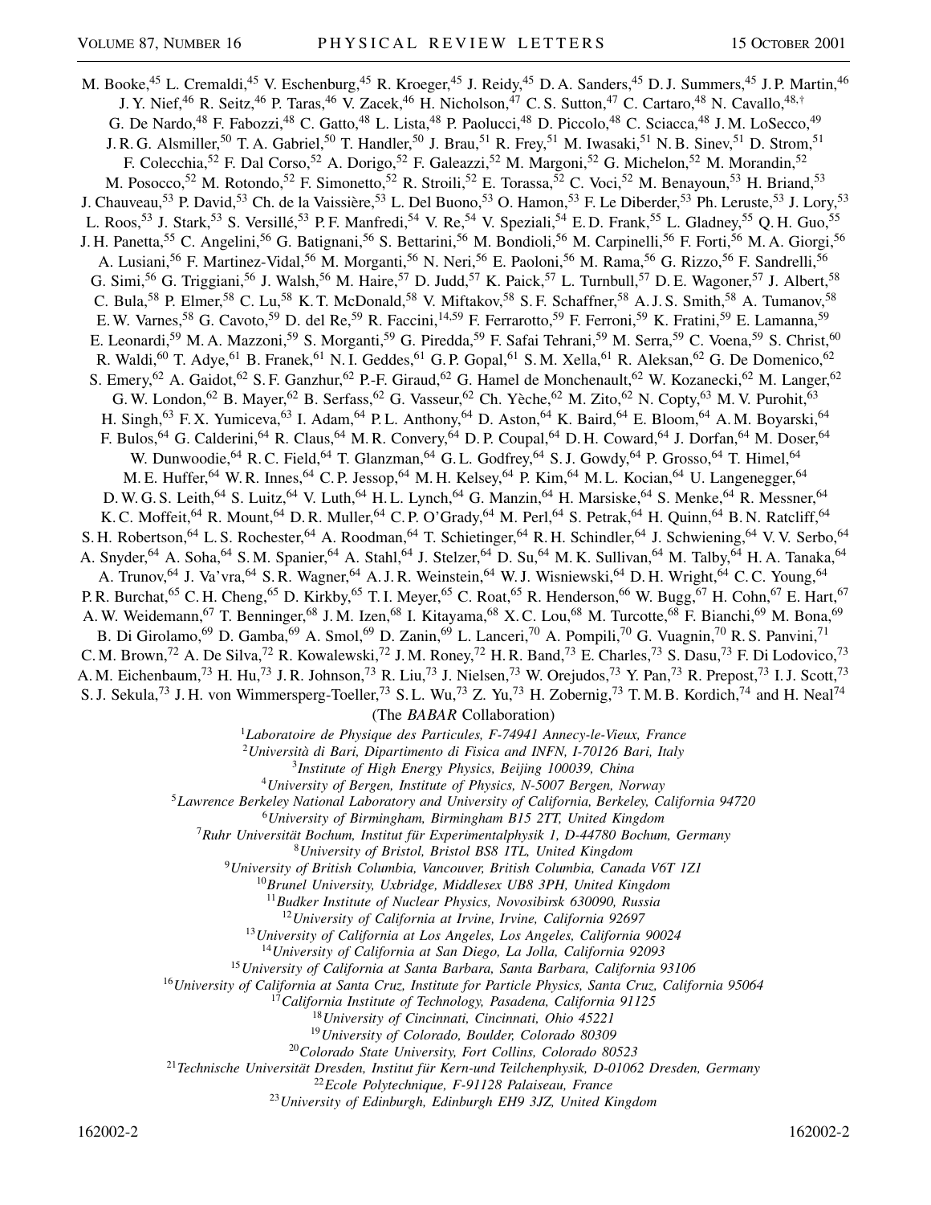M. Booke,[45] L. Cremaldi,[45] V. Eschenburg,[45] R. Kroeger,[45] J. Reidy,[45] D. A. Sanders,[45] D. J. Summers,[45] J. P. Martin,[46] J. Y. Nief,[46] R. Seitz,[46] P. Taras,[46] V. Zacek,[46] H. Nicholson,[47] C. S. Sutton,[47] C. Cartaro,[48] N. Cavallo,[48,†] G. De Nardo,[48] F. Fabozzi,[48] C. Gatto,[48] L. Lista,[48] P. Paolucci,[48] D. Piccolo,[48] C. Sciacca,[48] J. M. LoSecco,[49] J. R. G. Alsmiller,[50] T. A. Gabriel,[50] T. Handler,[50] J. Brau,[51] R. Frey,[51] M. Iwasaki,[51] N. B. Sinev,[51] D. Strom,[51] F. Colecchia,[52] F. Dal Corso,[52] A. Dorigo,[52] F. Galeazzi,[52] M. Margoni,[52] G. Michelon,[52] M. Morandin,[52] M. Posocco,[52] M. Rotondo,[52] F. Simonetto,[52] R. Stroili,[52] E. Torassa,[52] C. Voci,[52] M. Benayoun,[53] H. Briand,[53] J. Chauveau,[53] P. David,[53] Ch. de la Vaissière,[53] L. Del Buono,[53] O. Hamon,[53] F. Le Diberder,[53] Ph. Leruste,[53] J. Lory,[53] L. Roos,[53] J. Stark,[53] S. Versillé,[53] P. F. Manfredi,[54] V. Re,[54] V. Speziali,[54] E. D. Frank,[55] L. Gladney,[55] Q. H. Guo,[55] J. H. Panetta,[55] C. Angelini,[56] G. Batignani,[56] S. Bettarini,[56] M. Bondioli,[56] M. Carpinelli,[56] F. Forti,[56] M. A. Giorgi,[56] A. Lusiani,[56] F. Martinez-Vidal,[56] M. Morganti,[56] N. Neri,[56] E. Paoloni,[56] M. Rama,[56] G. Rizzo,[56] F. Sandrelli,[56] G. Simi,[56] G. Triggiani,[56] J. Walsh,[56] M. Haire,[57] D. Judd,[57] K. Paick,[57] L. Turnbull,[57] D. E. Wagoner,[57] J. Albert,[58] C. Bula,[58] P. Elmer,[58] C. Lu,[58] K. T. McDonald,[58] V. Miftakov,[58] S. F. Schaffner,[58] A. J. S. Smith,[58] A. Tumanov,[58] E. W. Varnes,[58] G. Cavoto,[59] D. del Re,[59] R. Faccini,[14,59] F. Ferrarotto,[59] F. Ferroni,[59] K. Fratini,[59] E. Lamanna,[59] E. Leonardi,[59] M. A. Mazzoni,[59] S. Morganti,[59] G. Piredda,[59] F. Safai Tehrani,[59] M. Serra,[59] C. Voena,[59] S. Christ,[60] R. Waldi,[60] T. Adye,[61] B. Franek,[61] N. I. Geddes,[61] G. P. Gopal,[61] S. M. Xella,[61] R. Aleksan,[62] G. De Domenico,[62] S. Emery,[62] A. Gaidot,[62] S. F. Ganzhur,[62] P.-F. Giraud,[62] G. Hamel de Monchenault,[62] W. Kozanecki,[62] M. Langer,[62] G. W. London,[62] B. Mayer,[62] B. Serfass,[62] G. Vasseur,[62] Ch. Yèche,[62] M. Zito,[62] N. Copty,[63] M. V. Purohit,[63] H. Singh,[63] F. X. Yumiceva,[63] I. Adam,[64] P. L. Anthony,[64] D. Aston,[64] K. Baird,[64] E. Bloom,[64] A. M. Boyarski,[64] F. Bulos,[64] G. Calderini,[64] R. Claus,[64] M. R. Convery,[64] D. P. Coupal,[64] D. H. Coward,[64] J. Dorfan,[64] M. Doser,[64] W. Dunwoodie,[64] R. C. Field,[64] T. Glanzman,[64] G. L. Godfrey,[64] S. J. Gowdy,[64] P. Grosso,[64] T. Himel,[64] M. E. Huffer,[64] W. R. Innes,[64] C. P. Jessop,[64] M. H. Kelsey,[64] P. Kim,[64] M. L. Kocian,[64] U. Langenegger,[64] D. W. G. S. Leith,[64] S. Luitz,[64] V. Luth,[64] H. L. Lynch,[64] G. Manzin,[64] H. Marsiske,[64] S. Menke,[64] R. Messner,[64] K. C. Moffeit,[64] R. Mount,[64] D. R. Muller,[64] C. P. O'Grady,[64] M. Perl,[64] S. Petrak,[64] H. Quinn,[64] B. N. Ratcliff,[64] S. H. Robertson,[64] L. S. Rochester,[64] A. Roodman,[64] T. Schietinger,[64] R. H. Schindler,[64] J. Schwiening,[64] V. V. Serbo,[64] A. Snyder,[64] A. Soha,[64] S. M. Spanier,[64] A. Stahl,[64] J. Stelzer,[64] D. Su,[64] M. K. Sullivan,[64] M. Talby,[64] H. A. Tanaka,[64] A. Trunov,[64] J. Va'vra,[64] S. R. Wagner,[64] A. J. R. Weinstein,[64] W. J. Wisniewski,[64] D. H. Wright,[64] C. C. Young,[64] P. R. Burchat,[65] C. H. Cheng,[65] D. Kirkby,[65] T. I. Meyer,[65] C. Roat,[65] R. Henderson,[66] W. Bugg,[67] H. Cohn,[67] E. Hart,[67] A. W. Weidemann,[67] T. Benninger,[68] J. M. Izen,[68] I. Kitayama,[68] X. C. Lou,[68] M. Turcotte,[68] F. Bianchi,[69] M. Bona,[69] B. Di Girolamo,[69] D. Gamba,[69] A. Smol,[69] D. Zanin,[69] L. Lanceri,[70] A. Pompili,[70] G. Vuagnin,[70] R. S. Panvini,[71] C. M. Brown,[72] A. De Silva,[72] R. Kowalewski,[72] J. M. Roney,[72] H. R. Band,[73] E. Charles,[73] S. Dasu,[73] F. Di Lodovico,[73] A. M. Eichenbaum,[73] H. Hu,[73] J. R. Johnson,[73] R. Liu,[73] J. Nielsen,[73] W. Orejudos,[73] Y. Pan,[73] R. Prepost,[73] I. J. Scott,[73] S. J. Sekula,[73] J. H. von Wimmersperg-Toeller,[73] S. L. Wu,[73] Z. Yu,[73] H. Zobernig,[73] T. M. B. Kordich,[74] and H. Neal[74]

(The *BABAR* Collaboration)

[1]*Laboratoire de Physique des Particules, F-74941 Annecy-le-Vieux, France*
[2]*Università di Bari, Dipartimento di Fisica and INFN, I-70126 Bari, Italy*
[3]*Institute of High Energy Physics, Beijing 100039, China*
[4]*University of Bergen, Institute of Physics, N-5007 Bergen, Norway*
[5]*Lawrence Berkeley National Laboratory and University of California, Berkeley, California 94720*
[6]*University of Birmingham, Birmingham B15 2TT, United Kingdom*
[7]*Ruhr Universität Bochum, Institut für Experimentalphysik 1, D-44780 Bochum, Germany*
[8]*University of Bristol, Bristol BS8 1TL, United Kingdom*
[9]*University of British Columbia, Vancouver, British Columbia, Canada V6T 1Z1*
[10]*Brunel University, Uxbridge, Middlesex UB8 3PH, United Kingdom*
[11]*Budker Institute of Nuclear Physics, Novosibirsk 630090, Russia*
[12]*University of California at Irvine, Irvine, California 92697*
[13]*University of California at Los Angeles, Los Angeles, California 90024*
[14]*University of California at San Diego, La Jolla, California 92093*
[15]*University of California at Santa Barbara, Santa Barbara, California 93106*
[16]*University of California at Santa Cruz, Institute for Particle Physics, Santa Cruz, California 95064*
[17]*California Institute of Technology, Pasadena, California 91125*
[18]*University of Cincinnati, Cincinnati, Ohio 45221*
[19]*University of Colorado, Boulder, Colorado 80309*
[20]*Colorado State University, Fort Collins, Colorado 80523*
[21]*Technische Universität Dresden, Institut für Kern-und Teilchenphysik, D-01062 Dresden, Germany*
[22]*Ecole Polytechnique, F-91128 Palaiseau, France*
[23]*University of Edinburgh, Edinburgh EH9 3JZ, United Kingdom*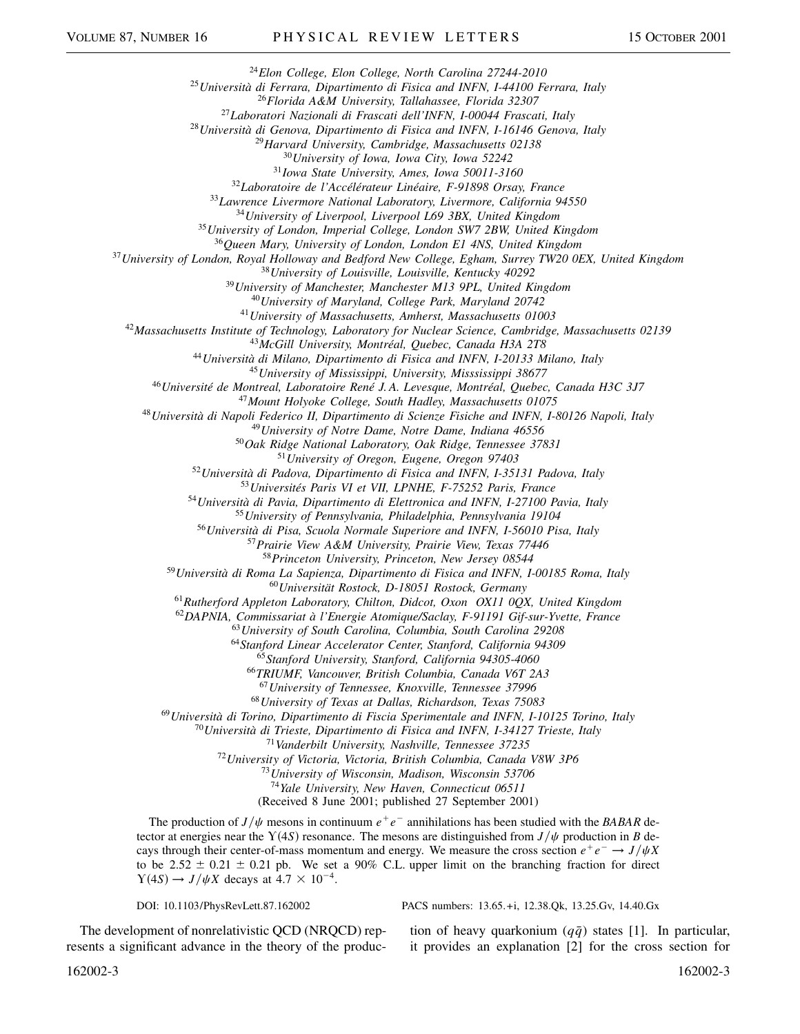[24]*Elon College, Elon College, North Carolina 27244-2010*
[25]*Università di Ferrara, Dipartimento di Fisica and INFN, I-44100 Ferrara, Italy*
[26]*Florida A&M University, Tallahassee, Florida 32307*
[27]*Laboratori Nazionali di Frascati dell'INFN, I-00044 Frascati, Italy*
[28]*Università di Genova, Dipartimento di Fisica and INFN, I-16146 Genova, Italy*
[29]*Harvard University, Cambridge, Massachusetts 02138*
[30]*University of Iowa, Iowa City, Iowa 52242*
[31]*Iowa State University, Ames, Iowa 50011-3160*
[32]*Laboratoire de l'Accélérateur Linéaire, F-91898 Orsay, France*
[33]*Lawrence Livermore National Laboratory, Livermore, California 94550*
[34]*University of Liverpool, Liverpool L69 3BX, United Kingdom*
[35]*University of London, Imperial College, London SW7 2BW, United Kingdom*
[36]*Queen Mary, University of London, London E1 4NS, United Kingdom*
[37]*University of London, Royal Holloway and Bedford New College, Egham, Surrey TW20 0EX, United Kingdom*
[38]*University of Louisville, Louisville, Kentucky 40292*
[39]*University of Manchester, Manchester M13 9PL, United Kingdom*
[40]*University of Maryland, College Park, Maryland 20742*
[41]*University of Massachusetts, Amherst, Massachusetts 01003*
[42]*Massachusetts Institute of Technology, Laboratory for Nuclear Science, Cambridge, Massachusetts 02139*
[43]*McGill University, Montréal, Quebec, Canada H3A 2T8*
[44]*Università di Milano, Dipartimento di Fisica and INFN, I-20133 Milano, Italy*
[45]*University of Mississippi, University, Misssissippi 38677*
[46]*Université de Montreal, Laboratoire René J. A. Levesque, Montréal, Quebec, Canada H3C 3J7*
[47]*Mount Holyoke College, South Hadley, Massachusetts 01075*
[48]*Università di Napoli Federico II, Dipartimento di Scienze Fisiche and INFN, I-80126 Napoli, Italy*
[49]*University of Notre Dame, Notre Dame, Indiana 46556*
[50]*Oak Ridge National Laboratory, Oak Ridge, Tennessee 37831*
[51]*University of Oregon, Eugene, Oregon 97403*
[52]*Università di Padova, Dipartimento di Fisica and INFN, I-35131 Padova, Italy*
[53]*Universités Paris VI et VII, LPNHE, F-75252 Paris, France*
[54]*Università di Pavia, Dipartimento di Elettronica and INFN, I-27100 Pavia, Italy*
[55]*University of Pennsylvania, Philadelphia, Pennsylvania 19104*
[56]*Università di Pisa, Scuola Normale Superiore and INFN, I-56010 Pisa, Italy*
[57]*Prairie View A&M University, Prairie View, Texas 77446*
[58]*Princeton University, Princeton, New Jersey 08544*
[59]*Università di Roma La Sapienza, Dipartimento di Fisica and INFN, I-00185 Roma, Italy*
[60]*Universität Rostock, D-18051 Rostock, Germany*
[61]*Rutherford Appleton Laboratory, Chilton, Didcot, Oxon OX11 0QX, United Kingdom*
[62]*DAPNIA, Commissariat à l'Energie Atomique/Saclay, F-91191 Gif-sur-Yvette, France*
[63]*University of South Carolina, Columbia, South Carolina 29208*
[64]*Stanford Linear Accelerator Center, Stanford, California 94309*
[65]*Stanford University, Stanford, California 94305-4060*
[66]*TRIUMF, Vancouver, British Columbia, Canada V6T 2A3*
[67]*University of Tennessee, Knoxville, Tennessee 37996*
[68]*University of Texas at Dallas, Richardson, Texas 75083*
[69]*Università di Torino, Dipartimento di Fiscia Sperimentale and INFN, I-10125 Torino, Italy*
[70]*Università di Trieste, Dipartimento di Fisica and INFN, I-34127 Trieste, Italy*
[71]*Vanderbilt University, Nashville, Tennessee 37235*
[72]*University of Victoria, Victoria, British Columbia, Canada V8W 3P6*
[73]*University of Wisconsin, Madison, Wisconsin 53706*
[74]*Yale University, New Haven, Connecticut 06511*

(Received 8 June 2001; published 27 September 2001)

The production of $J/\psi$ mesons in continuum $e^+e^-$ annihilations has been studied with the *BABAR* detector at energies near the $\Upsilon(4S)$ resonance. The mesons are distinguished from $J/\psi$ production in $B$ decays through their center-of-mass momentum and energy. We measure the cross section $e^+e^- \to J/\psi X$ to be $2.52 \pm 0.21 \pm 0.21$ pb. We set a 90% C.L. upper limit on the branching fraction for direct $\Upsilon(4S) \to J/\psi X$ decays at $4.7 \times 10^{-4}$.

DOI: 10.1103/PhysRevLett.87.162002 PACS numbers: 13.65.+i, 12.38.Qk, 13.25.Gv, 14.40.Gx

The development of nonrelativistic QCD (NRQCD) represents a significant advance in the theory of the production of heavy quarkonium ($q\bar{q}$) states [1]. In particular, it provides an explanation [2] for the cross section for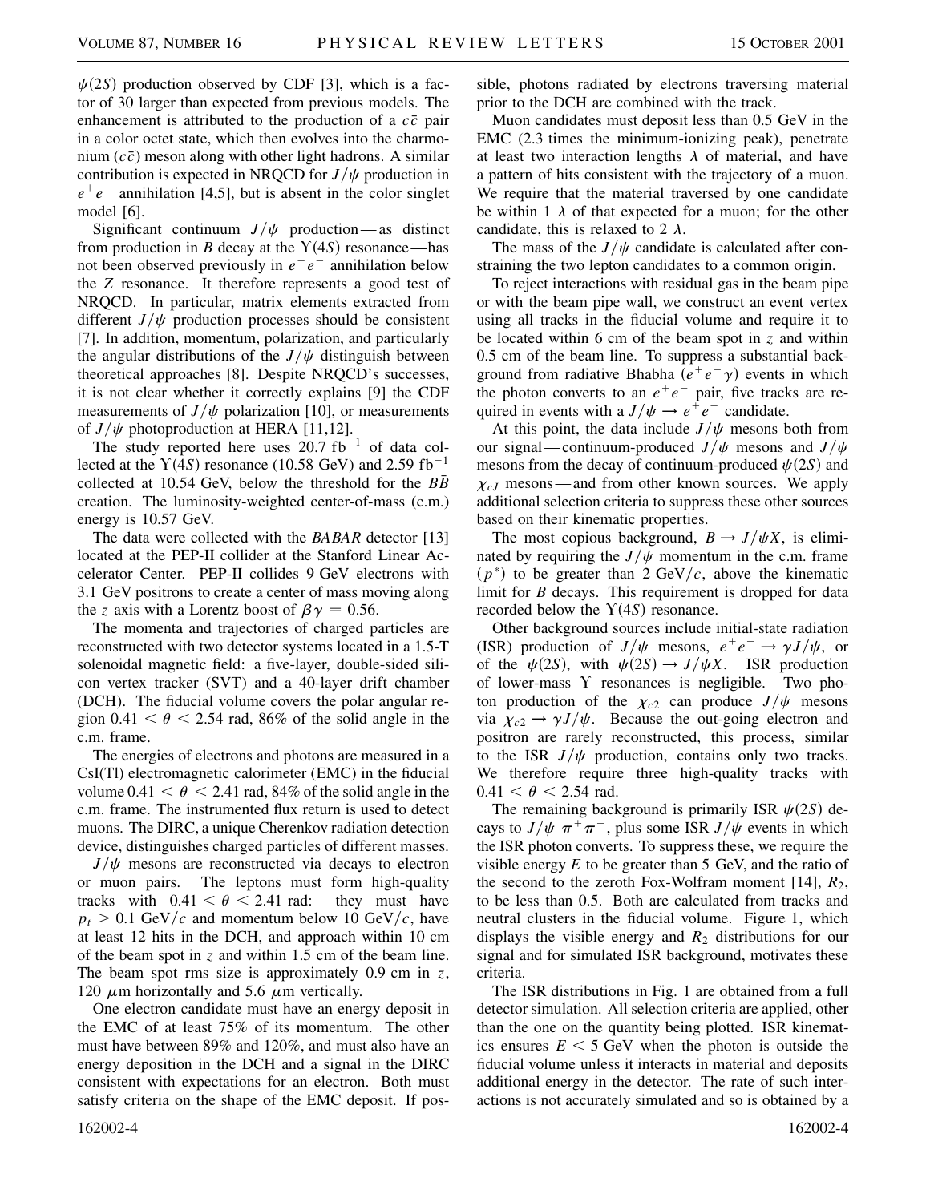$\psi(2S)$ production observed by CDF [3], which is a factor of 30 larger than expected from previous models. The enhancement is attributed to the production of a $c\bar{c}$ pair in a color octet state, which then evolves into the charmonium ($c\bar{c}$) meson along with other light hadrons. A similar contribution is expected in NRQCD for $J/\psi$ production in $e^+e^-$ annihilation [4,5], but is absent in the color singlet model [6].

Significant continuum $J/\psi$ production—as distinct from production in $B$ decay at the $\Upsilon(4S)$ resonance—has not been observed previously in $e^+e^-$ annihilation below the $Z$ resonance. It therefore represents a good test of NRQCD. In particular, matrix elements extracted from different $J/\psi$ production processes should be consistent [7]. In addition, momentum, polarization, and particularly the angular distributions of the $J/\psi$ distinguish between theoretical approaches [8]. Despite NRQCD's successes, it is not clear whether it correctly explains [9] the CDF measurements of $J/\psi$ polarization [10], or measurements of $J/\psi$ photoproduction at HERA [11,12].

The study reported here uses 20.7 fb$^{-1}$ of data collected at the $\Upsilon(4S)$ resonance (10.58 GeV) and 2.59 fb$^{-1}$ collected at 10.54 GeV, below the threshold for the $B\bar{B}$ creation. The luminosity-weighted center-of-mass (c.m.) energy is 10.57 GeV.

The data were collected with the *BABAR* detector [13] located at the PEP-II collider at the Stanford Linear Accelerator Center. PEP-II collides 9 GeV electrons with 3.1 GeV positrons to create a center of mass moving along the $z$ axis with a Lorentz boost of $\beta\gamma = 0.56$.

The momenta and trajectories of charged particles are reconstructed with two detector systems located in a 1.5-T solenoidal magnetic field: a five-layer, double-sided silicon vertex tracker (SVT) and a 40-layer drift chamber (DCH). The fiducial volume covers the polar angular region $0.41 < \theta < 2.54$ rad, 86% of the solid angle in the c.m. frame.

The energies of electrons and photons are measured in a CsI(Tl) electromagnetic calorimeter (EMC) in the fiducial volume $0.41 < \theta < 2.41$ rad, 84% of the solid angle in the c.m. frame. The instrumented flux return is used to detect muons. The DIRC, a unique Cherenkov radiation detection device, distinguishes charged particles of different masses.

$J/\psi$ mesons are reconstructed via decays to electron or muon pairs. The leptons must form high-quality tracks with $0.41 < \theta < 2.41$ rad: they must have $p_t > 0.1$ GeV/$c$ and momentum below 10 GeV/$c$, have at least 12 hits in the DCH, and approach within 10 cm of the beam spot in $z$ and within 1.5 cm of the beam line. The beam spot rms size is approximately 0.9 cm in $z$, 120 $\mu$m horizontally and 5.6 $\mu$m vertically.

One electron candidate must have an energy deposit in the EMC of at least 75% of its momentum. The other must have between 89% and 120%, and must also have an energy deposition in the DCH and a signal in the DIRC consistent with expectations for an electron. Both must satisfy criteria on the shape of the EMC deposit. If possible, photons radiated by electrons traversing material prior to the DCH are combined with the track.

Muon candidates must deposit less than 0.5 GeV in the EMC (2.3 times the minimum-ionizing peak), penetrate at least two interaction lengths $\lambda$ of material, and have a pattern of hits consistent with the trajectory of a muon. We require that the material traversed by one candidate be within 1 $\lambda$ of that expected for a muon; for the other candidate, this is relaxed to 2 $\lambda$.

The mass of the $J/\psi$ candidate is calculated after constraining the two lepton candidates to a common origin.

To reject interactions with residual gas in the beam pipe or with the beam pipe wall, we construct an event vertex using all tracks in the fiducial volume and require it to be located within 6 cm of the beam spot in $z$ and within 0.5 cm of the beam line. To suppress a substantial background from radiative Bhabha ($e^+e^-\gamma$) events in which the photon converts to an $e^+e^-$ pair, five tracks are required in events with a $J/\psi \to e^+e^-$ candidate.

At this point, the data include $J/\psi$ mesons both from our signal—continuum-produced $J/\psi$ mesons and $J/\psi$ mesons from the decay of continuum-produced $\psi(2S)$ and $\chi_{cJ}$ mesons—and from other known sources. We apply additional selection criteria to suppress these other sources based on their kinematic properties.

The most copious background, $B \to J/\psi X$, is eliminated by requiring the $J/\psi$ momentum in the c.m. frame ($p^*$) to be greater than 2 GeV/$c$, above the kinematic limit for $B$ decays. This requirement is dropped for data recorded below the $\Upsilon(4S)$ resonance.

Other background sources include initial-state radiation (ISR) production of $J/\psi$ mesons, $e^+e^- \to \gamma J/\psi$, or of the $\psi(2S)$, with $\psi(2S) \to J/\psi X$. ISR production of lower-mass $\Upsilon$ resonances is negligible. Two photon production of the $\chi_{c2}$ can produce $J/\psi$ mesons via $\chi_{c2} \to \gamma J/\psi$. Because the out-going electron and positron are rarely reconstructed, this process, similar to the ISR $J/\psi$ production, contains only two tracks. We therefore require three high-quality tracks with $0.41 < \theta < 2.54$ rad.

The remaining background is primarily ISR $\psi(2S)$ decays to $J/\psi\, \pi^+\pi^-$, plus some ISR $J/\psi$ events in which the ISR photon converts. To suppress these, we require the visible energy $E$ to be greater than 5 GeV, and the ratio of the second to the zeroth Fox-Wolfram moment [14], $R_2$, to be less than 0.5. Both are calculated from tracks and neutral clusters in the fiducial volume. Figure 1, which displays the visible energy and $R_2$ distributions for our signal and for simulated ISR background, motivates these criteria.

The ISR distributions in Fig. 1 are obtained from a full detector simulation. All selection criteria are applied, other than the one on the quantity being plotted. ISR kinematics ensures $E < 5$ GeV when the photon is outside the fiducial volume unless it interacts in material and deposits additional energy in the detector. The rate of such interactions is not accurately simulated and so is obtained by a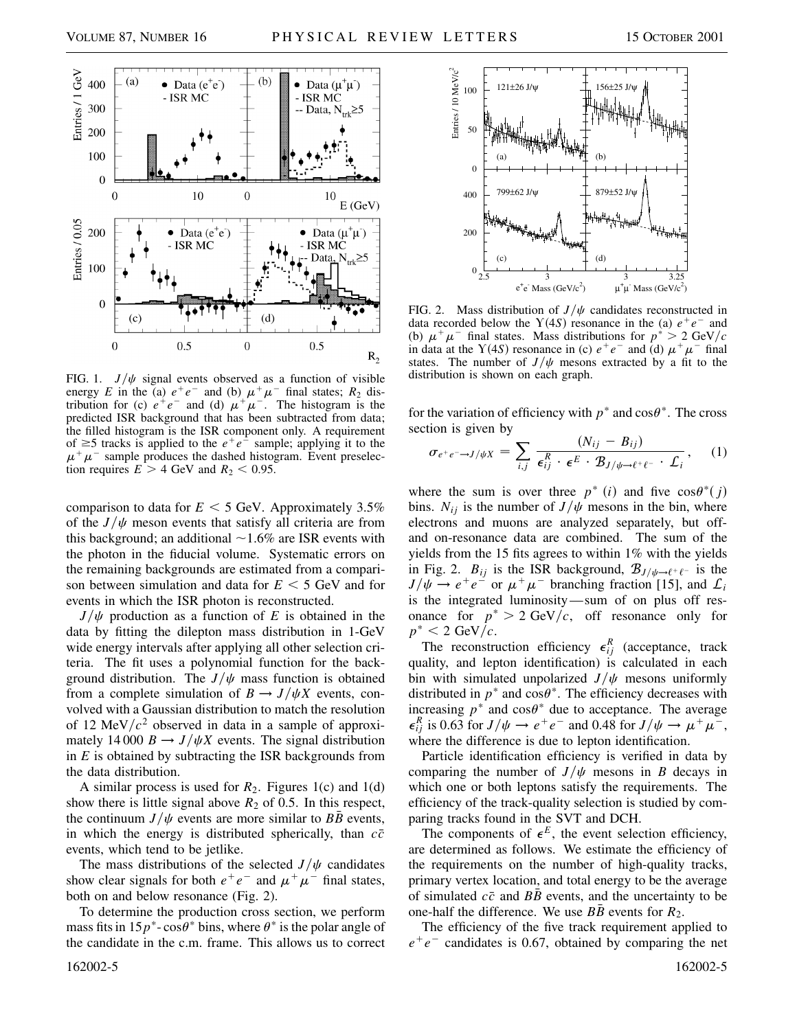FIG. 1. $J/\psi$ signal events observed as a function of visible energy $E$ in the (a) $e^+e^-$ and (b) $\mu^+\mu^-$ final states; $R_2$ distribution for (c) $e^+e^-$ and (d) $\mu^+\mu^-$. The histogram is the predicted ISR background that has been subtracted from data; the filled histogram is the ISR component only. A requirement of $\geq 5$ tracks is applied to the $e^+e^-$ sample; applying it to the $\mu^+\mu^-$ sample produces the dashed histogram. Event preselection requires $E > 4$ GeV and $R_2 < 0.95$.

comparison to data for $E < 5$ GeV. Approximately 3.5% of the $J/\psi$ meson events that satisfy all criteria are from this background; an additional ~1.6% are ISR events with the photon in the fiducial volume. Systematic errors on the remaining backgrounds are estimated from a comparison between simulation and data for $E < 5$ GeV and for events in which the ISR photon is reconstructed.

$J/\psi$ production as a function of $E$ is obtained in the data by fitting the dilepton mass distribution in 1-GeV wide energy intervals after applying all other selection criteria. The fit uses a polynomial function for the background distribution. The $J/\psi$ mass function is obtained from a complete simulation of $B \to J/\psi X$ events, convolved with a Gaussian distribution to match the resolution of 12 MeV/$c^2$ observed in data in a sample of approximately 14 000 $B \to J/\psi X$ events. The signal distribution in $E$ is obtained by subtracting the ISR backgrounds from the data distribution.

A similar process is used for $R_2$. Figures 1(c) and 1(d) show there is little signal above $R_2$ of 0.5. In this respect, the continuum $J/\psi$ events are more similar to $B\bar{B}$ events, in which the energy is distributed spherically, than $c\bar{c}$ events, which tend to be jetlike.

The mass distributions of the selected $J/\psi$ candidates show clear signals for both $e^+e^-$ and $\mu^+\mu^-$ final states, both on and below resonance (Fig. 2).

To determine the production cross section, we perform mass fits in 15 $p^*$-$\cos\theta^*$ bins, where $\theta^*$ is the polar angle of the candidate in the c.m. frame. This allows us to correct

FIG. 2. Mass distribution of $J/\psi$ candidates reconstructed in data recorded below the $\Upsilon(4S)$ resonance in the (a) $e^+e^-$ and (b) $\mu^+\mu^-$ final states. Mass distributions for $p^* > 2$ GeV/$c$ in data at the $\Upsilon(4S)$ resonance in (c) $e^+e^-$ and (d) $\mu^+\mu^-$ final states. The number of $J/\psi$ mesons extracted by a fit to the distribution is shown on each graph.

for the variation of efficiency with $p^*$ and $\cos\theta^*$. The cross section is given by

$$\sigma_{e^+e^- \to J/\psi X} = \sum_{i,j} \frac{(N_{ij} - B_{ij})}{\epsilon_{ij}^R \cdot \epsilon^E \cdot \mathcal{B}_{J/\psi \to \ell^+\ell^-} \cdot \mathcal{L}_i}, \quad (1)$$

where the sum is over three $p^*$ ($i$) and five $\cos\theta^*$ ($j$) bins. $N_{ij}$ is the number of $J/\psi$ mesons in the bin, where electrons and muons are analyzed separately, but off- and on-resonance data are combined. The sum of the yields from the 15 fits agrees to within 1% with the yields in Fig. 2. $B_{ij}$ is the ISR background, $\mathcal{B}_{J/\psi \to \ell^+\ell^-}$ is the $J/\psi \to e^+e^-$ or $\mu^+\mu^-$ branching fraction [15], and $\mathcal{L}_i$ is the integrated luminosity—sum of on plus off resonance for $p^* > 2$ GeV/$c$, off resonance only for $p^* < 2$ GeV/$c$.

The reconstruction efficiency $\epsilon_{ij}^R$ (acceptance, track quality, and lepton identification) is calculated in each bin with simulated unpolarized $J/\psi$ mesons uniformly distributed in $p^*$ and $\cos\theta^*$. The efficiency decreases with increasing $p^*$ and $\cos\theta^*$ due to acceptance. The average $\epsilon_{ij}^R$ is 0.63 for $J/\psi \to e^+e^-$ and 0.48 for $J/\psi \to \mu^+\mu^-$, where the difference is due to lepton identification.

Particle identification efficiency is verified in data by comparing the number of $J/\psi$ mesons in $B$ decays in which one or both leptons satisfy the requirements. The efficiency of the track-quality selection is studied by comparing tracks found in the SVT and DCH.

The components of $\epsilon^E$, the event selection efficiency, are determined as follows. We estimate the efficiency of the requirements on the number of high-quality tracks, primary vertex location, and total energy to be the average of simulated $c\bar{c}$ and $B\bar{B}$ events, and the uncertainty to be one-half the difference. We use $B\bar{B}$ events for $R_2$.

The efficiency of the five track requirement applied to $e^+e^-$ candidates is 0.67, obtained by comparing the net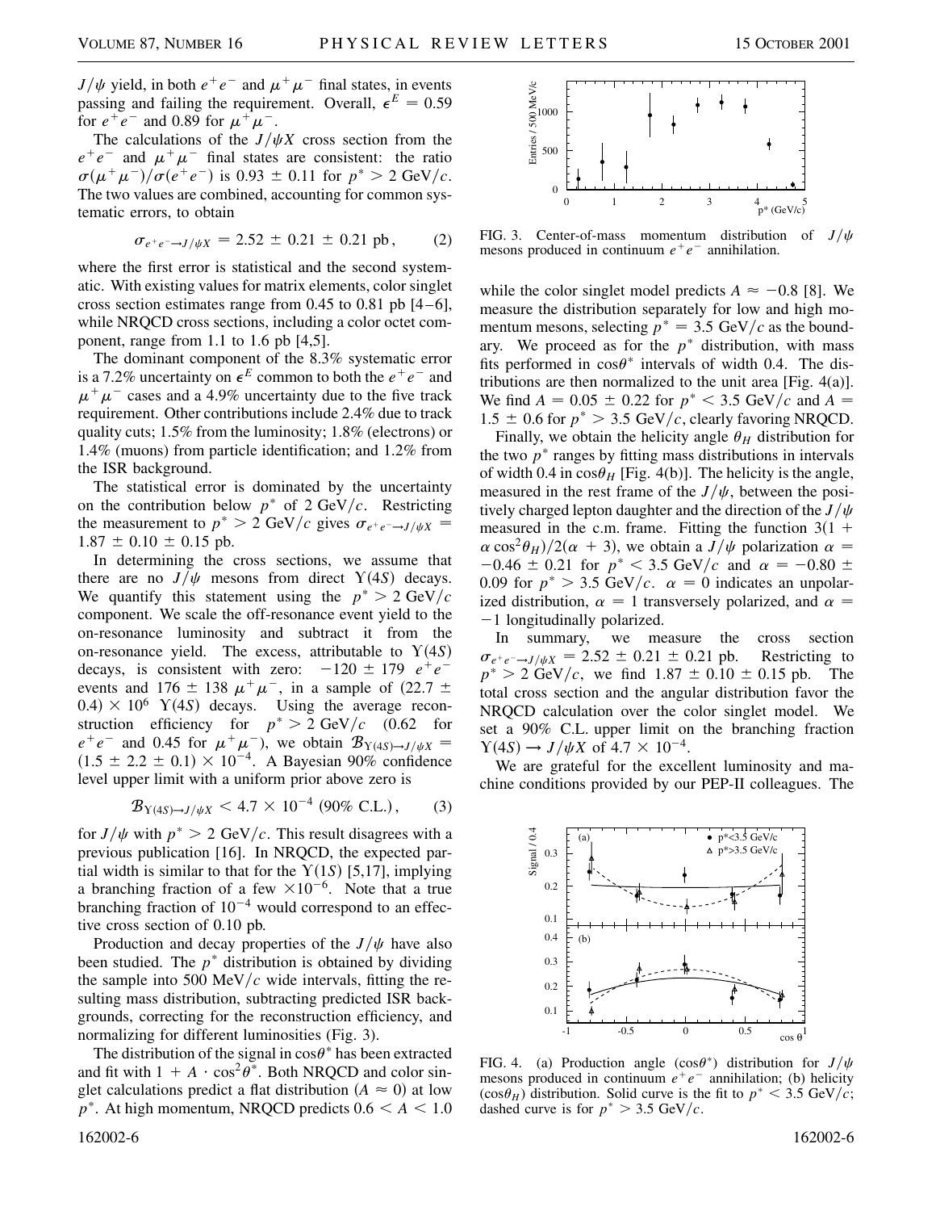$J/\psi$ yield, in both $e^+e^-$ and $\mu^+\mu^-$ final states, in events passing and failing the requirement. Overall, $\epsilon^E = 0.59$ for $e^+e^-$ and 0.89 for $\mu^+\mu^-$.

The calculations of the $J/\psi X$ cross section from the $e^+e^-$ and $\mu^+\mu^-$ final states are consistent: the ratio $\sigma(\mu^+\mu^-)/\sigma(e^+e^-)$ is $0.93 \pm 0.11$ for $p^* > 2$ GeV/$c$. The two values are combined, accounting for common systematic errors, to obtain

$$\sigma_{e^+e^- \to J/\psi X} = 2.52 \pm 0.21 \pm 0.21 \text{ pb}, \tag{2}$$

where the first error is statistical and the second systematic. With existing values for matrix elements, color singlet cross section estimates range from 0.45 to 0.81 pb [4–6], while NRQCD cross sections, including a color octet component, range from 1.1 to 1.6 pb [4,5].

The dominant component of the 8.3% systematic error is a 7.2% uncertainty on $\epsilon^E$ common to both the $e^+e^-$ and $\mu^+\mu^-$ cases and a 4.9% uncertainty due to the five track requirement. Other contributions include 2.4% due to track quality cuts; 1.5% from the luminosity; 1.8% (electrons) or 1.4% (muons) from particle identification; and 1.2% from the ISR background.

The statistical error is dominated by the uncertainty on the contribution below $p^*$ of 2 GeV/$c$. Restricting the measurement to $p^* > 2$ GeV/$c$ gives $\sigma_{e^+e^- \to J/\psi X} = 1.87 \pm 0.10 \pm 0.15$ pb.

In determining the cross sections, we assume that there are no $J/\psi$ mesons from direct $\Upsilon(4S)$ decays. We quantify this statement using the $p^* > 2$ GeV/$c$ component. We scale the off-resonance event yield to the on-resonance luminosity and subtract it from the on-resonance yield. The excess, attributable to $\Upsilon(4S)$ decays, is consistent with zero: $-120 \pm 179$ $e^+e^-$ events and $176 \pm 138$ $\mu^+\mu^-$, in a sample of $(22.7 \pm 0.4) \times 10^6$ $\Upsilon(4S)$ decays. Using the average reconstruction efficiency for $p^* > 2$ GeV/$c$ (0.62 for $e^+e^-$ and 0.45 for $\mu^+\mu^-$), we obtain $\mathcal{B}_{\Upsilon(4S) \to J/\psi X} = (1.5 \pm 2.2 \pm 0.1) \times 10^{-4}$. A Bayesian 90% confidence level upper limit with a uniform prior above zero is

$$\mathcal{B}_{\Upsilon(4S) \to J/\psi X} < 4.7 \times 10^{-4} \text{ (90\% C.L.)}, \tag{3}$$

for $J/\psi$ with $p^* > 2$ GeV/$c$. This result disagrees with a previous publication [16]. In NRQCD, the expected partial width is similar to that for the $\Upsilon(1S)$ [5,17], implying a branching fraction of a few $\times 10^{-6}$. Note that a true branching fraction of $10^{-4}$ would correspond to an effective cross section of 0.10 pb.

Production and decay properties of the $J/\psi$ have also been studied. The $p^*$ distribution is obtained by dividing the sample into 500 MeV/$c$ wide intervals, fitting the resulting mass distribution, subtracting predicted ISR backgrounds, correcting for the reconstruction efficiency, and normalizing for different luminosities (Fig. 3).

The distribution of the signal in $\cos\theta^*$ has been extracted and fit with $1 + A \cdot \cos^2\theta^*$. Both NRQCD and color singlet calculations predict a flat distribution ($A \approx 0$) at low $p^*$. At high momentum, NRQCD predicts $0.6 < A < 1.0$ while the color singlet model predicts $A \approx -0.8$ [8]. We measure the distribution separately for low and high momentum mesons, selecting $p^* = 3.5$ GeV/$c$ as the boundary. We proceed as for the $p^*$ distribution, with mass fits performed in $\cos\theta^*$ intervals of width 0.4. The distributions are then normalized to the unit area [Fig. 4(a)]. We find $A = 0.05 \pm 0.22$ for $p^* < 3.5$ GeV/$c$ and $A = 1.5 \pm 0.6$ for $p^* > 3.5$ GeV/$c$, clearly favoring NRQCD.

FIG. 3. Center-of-mass momentum distribution of $J/\psi$ mesons produced in continuum $e^+e^-$ annihilation.

Finally, we obtain the helicity angle $\theta_H$ distribution for the two $p^*$ ranges by fitting mass distributions in intervals of width 0.4 in $\cos\theta_H$ [Fig. 4(b)]. The helicity is the angle, measured in the rest frame of the $J/\psi$, between the positively charged lepton daughter and the direction of the $J/\psi$ measured in the c.m. frame. Fitting the function $3(1 + \alpha\cos^2\theta_H)/2(\alpha + 3)$, we obtain a $J/\psi$ polarization $\alpha = -0.46 \pm 0.21$ for $p^* < 3.5$ GeV/$c$ and $\alpha = -0.80 \pm 0.09$ for $p^* > 3.5$ GeV/$c$. $\alpha = 0$ indicates an unpolarized distribution, $\alpha = 1$ transversely polarized, and $\alpha = -1$ longitudinally polarized.

In summary, we measure the cross section $\sigma_{e^+e^- \to J/\psi X} = 2.52 \pm 0.21 \pm 0.21$ pb. Restricting to $p^* > 2$ GeV/$c$, we find $1.87 \pm 0.10 \pm 0.15$ pb. The total cross section and the angular distribution favor the NRQCD calculation over the color singlet model. We set a 90% C.L. upper limit on the branching fraction $\Upsilon(4S) \to J/\psi X$ of $4.7 \times 10^{-4}$.

We are grateful for the excellent luminosity and machine conditions provided by our PEP-II colleagues. The

FIG. 4. (a) Production angle ($\cos\theta^*$) distribution for $J/\psi$ mesons produced in continuum $e^+e^-$ annihilation; (b) helicity ($\cos\theta_H$) distribution. Solid curve is the fit to $p^* < 3.5$ GeV/$c$; dashed curve is for $p^* > 3.5$ GeV/$c$.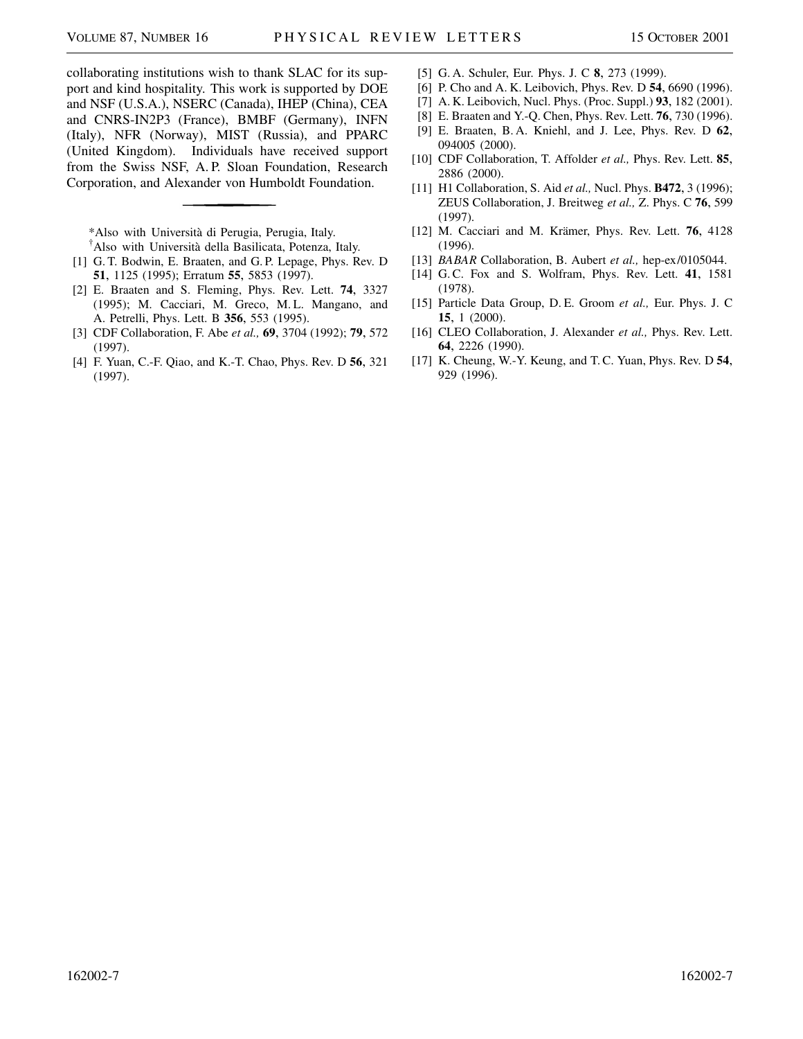collaborating institutions wish to thank SLAC for its support and kind hospitality. This work is supported by DOE and NSF (U.S.A.), NSERC (Canada), IHEP (China), CEA and CNRS-IN2P3 (France), BMBF (Germany), INFN (Italy), NFR (Norway), MIST (Russia), and PPARC (United Kingdom). Individuals have received support from the Swiss NSF, A. P. Sloan Foundation, Research Corporation, and Alexander von Humboldt Foundation.

---

*Also with Università di Perugia, Perugia, Italy.

†Also with Università della Basilicata, Potenza, Italy.

[1] G. T. Bodwin, E. Braaten, and G. P. Lepage, Phys. Rev. D **51**, 1125 (1995); Erratum **55**, 5853 (1997).

[2] E. Braaten and S. Fleming, Phys. Rev. Lett. **74**, 3327 (1995); M. Cacciari, M. Greco, M. L. Mangano, and A. Petrelli, Phys. Lett. B **356**, 553 (1995).

[3] CDF Collaboration, F. Abe *et al.,* **69**, 3704 (1992); **79**, 572 (1997).

[4] F. Yuan, C.-F. Qiao, and K.-T. Chao, Phys. Rev. D **56**, 321 (1997).

[5] G. A. Schuler, Eur. Phys. J. C **8**, 273 (1999).

[6] P. Cho and A. K. Leibovich, Phys. Rev. D **54**, 6690 (1996).

[7] A. K. Leibovich, Nucl. Phys. (Proc. Suppl.) **93**, 182 (2001).

[8] E. Braaten and Y.-Q. Chen, Phys. Rev. Lett. **76**, 730 (1996).

[9] E. Braaten, B. A. Kniehl, and J. Lee, Phys. Rev. D **62**, 094005 (2000).

[10] CDF Collaboration, T. Affolder *et al.,* Phys. Rev. Lett. **85**, 2886 (2000).

[11] H1 Collaboration, S. Aid *et al.,* Nucl. Phys. **B472**, 3 (1996); ZEUS Collaboration, J. Breitweg *et al.,* Z. Phys. C **76**, 599 (1997).

[12] M. Cacciari and M. Krämer, Phys. Rev. Lett. **76**, 4128 (1996).

[13] *BABAR* Collaboration, B. Aubert *et al.,* hep-ex/0105044.

[14] G. C. Fox and S. Wolfram, Phys. Rev. Lett. **41**, 1581 (1978).

[15] Particle Data Group, D. E. Groom *et al.,* Eur. Phys. J. C **15**, 1 (2000).

[16] CLEO Collaboration, J. Alexander *et al.,* Phys. Rev. Lett. **64**, 2226 (1990).

[17] K. Cheung, W.-Y. Keung, and T. C. Yuan, Phys. Rev. D **54**, 929 (1996).